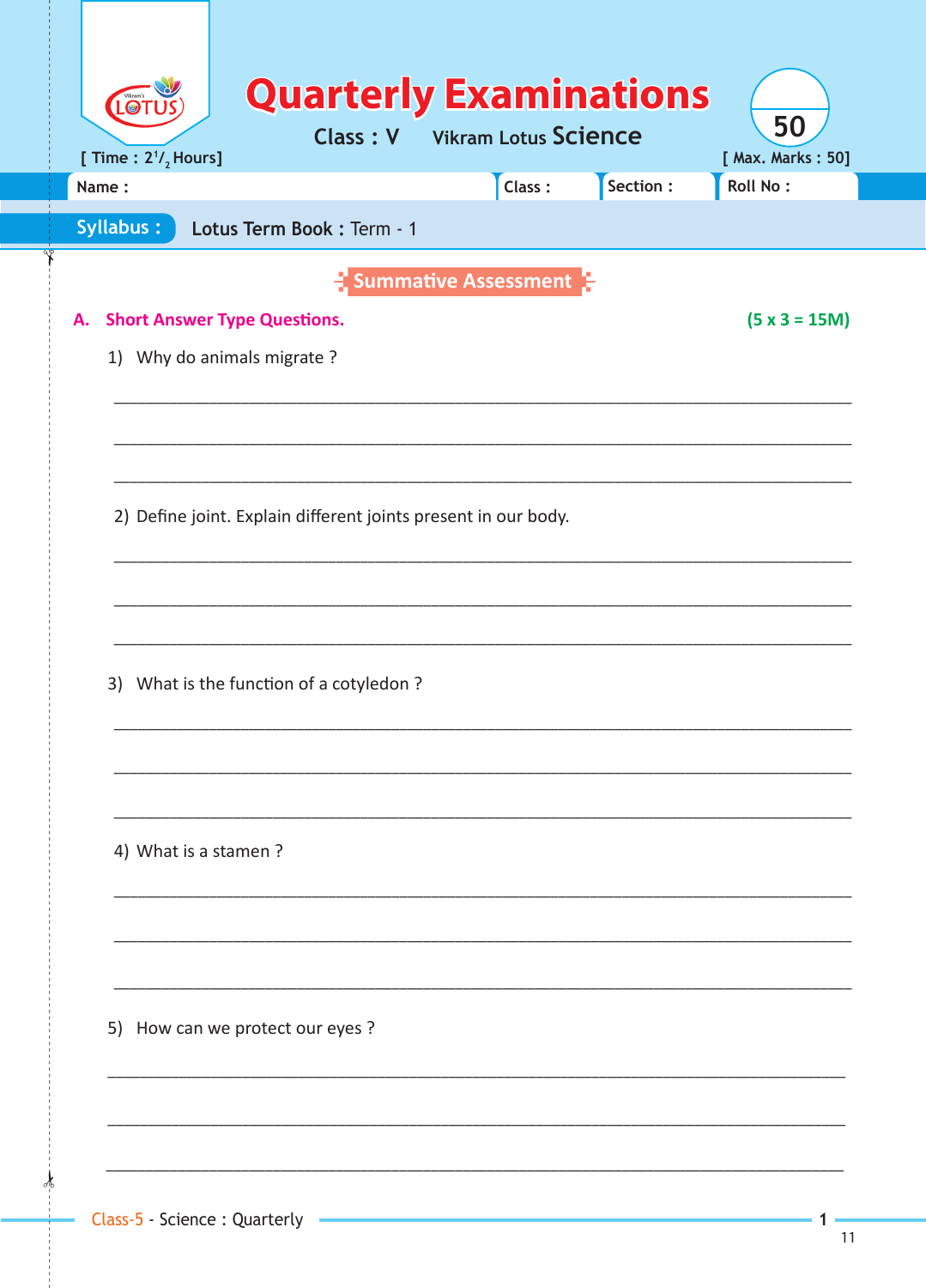# Quarterly Examinations

Class : V    Vikram Lotus Science

[ Time : $2^1/_2$ Hours]    [ Max. Marks : 50]

Name :    Class :    Section :    Roll No :

**Syllabus :** Lotus Term Book : Term - 1

## Summative Assessment

### A. Short Answer Type Questions. (5 x 3 = 15M)

1) Why do animals migrate ?

______________________________________________

______________________________________________

______________________________________________

2) Define joint. Explain different joints present in our body.

______________________________________________

______________________________________________

______________________________________________

3) What is the function of a cotyledon ?

______________________________________________

______________________________________________

______________________________________________

4) What is a stamen ?

______________________________________________

______________________________________________

______________________________________________

5) How can we protect our eyes ?

______________________________________________

______________________________________________

______________________________________________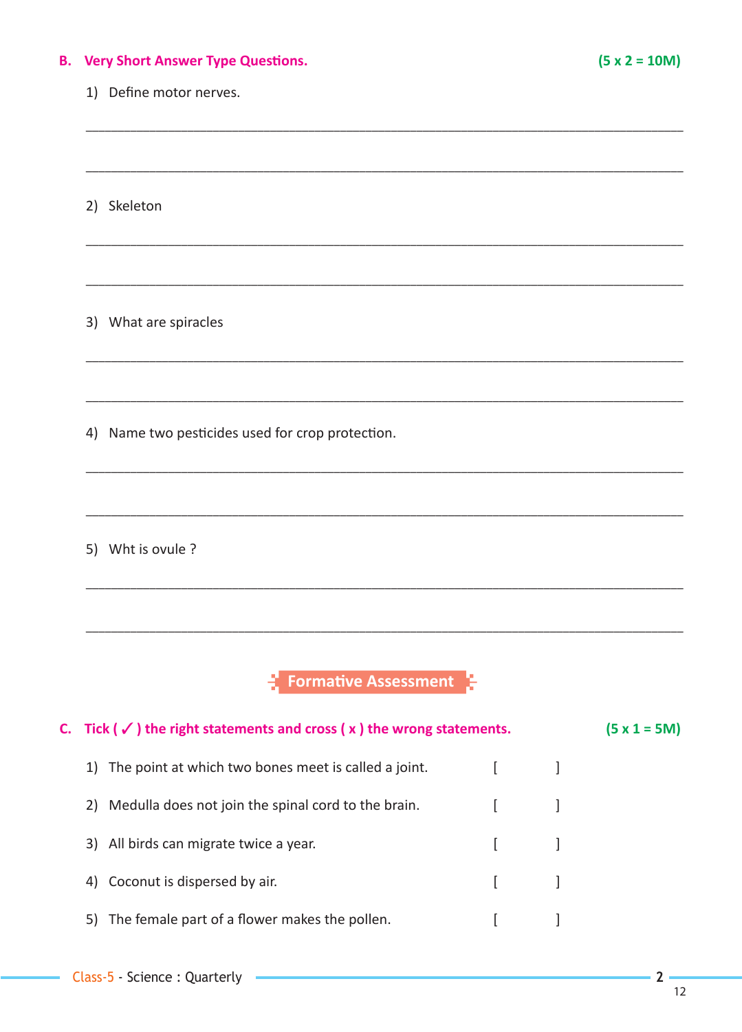## B. Very Short Answer Type Questions. (5 x 2 = 10M)

1) Define motor nerves.

________________________________________________________________________

________________________________________________________________________

2) Skeleton

________________________________________________________________________

________________________________________________________________________

3) What are spiracles

________________________________________________________________________

________________________________________________________________________

4) Name two pesticides used for crop protection.

________________________________________________________________________

________________________________________________________________________

5) Wht is ovule ?

________________________________________________________________________

________________________________________________________________________

### Formative Assessment

## C. Tick ( ✓ ) the right statements and cross ( x ) the wrong statements. (5 x 1 = 5M)

1) The point at which two bones meet is called a joint. [ ]

2) Medulla does not join the spinal cord to the brain. [ ]

3) All birds can migrate twice a year. [ ]

4) Coconut is dispersed by air. [ ]

5) The female part of a flower makes the pollen. [ ]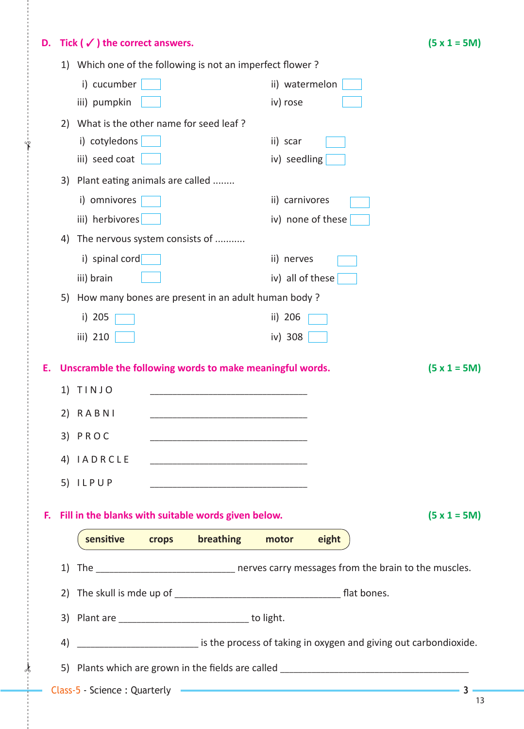## D. Tick ( ✓ ) the correct answers. (5 x 1 = 5M)

1) Which one of the following is not an imperfect flower ?

   i) cucumber ☐ ii) watermelon ☐
   iii) pumpkin ☐ iv) rose ☐

2) What is the other name for seed leaf ?

   i) cotyledons ☐ ii) scar ☐
   iii) seed coat ☐ iv) seedling ☐

3) Plant eating animals are called ........

   i) omnivores ☐ ii) carnivores ☐
   iii) herbivores ☐ iv) none of these ☐

4) The nervous system consists of ...........

   i) spinal cord ☐ ii) nerves ☐
   iii) brain ☐ iv) all of these ☐

5) How many bones are present in an adult human body ?

   i) 205 ☐ ii) 206 ☐
   iii) 210 ☐ iv) 308 ☐

## E. Unscramble the following words to make meaningful words. (5 x 1 = 5M)

1) T I N J O ________________________________

2) R A B N I ________________________________

3) P R O C ________________________________

4) I A D R C L E ________________________________

5) I L P U P ________________________________

## F. Fill in the blanks with suitable words given below. (5 x 1 = 5M)

**sensitive crops breathing motor eight**

1) The ___________________________ nerves carry messages from the brain to the muscles.

2) The skull is mde up of _________________________________ flat bones.

3) Plant are _________________________ to light.

4) _______________________ is the process of taking in oxygen and giving out carbondioxide.

5) Plants which are grown in the fields are called _____________________________________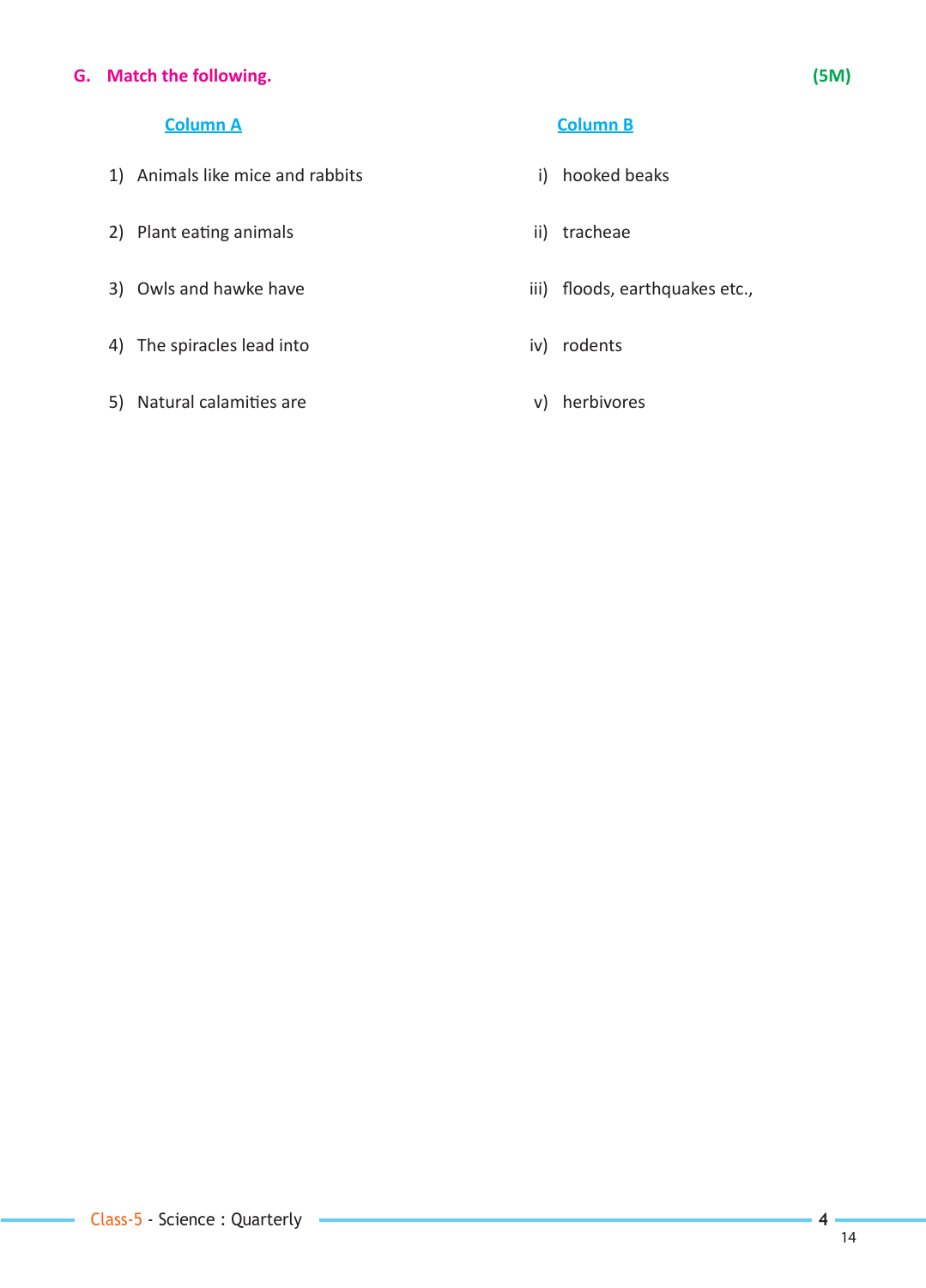**G. Match the following.** **(5M)**

| Column A | Column B |
|---|---|
| 1) Animals like mice and rabbits | i) hooked beaks |
| 2) Plant eating animals | ii) tracheae |
| 3) Owls and hawke have | iii) floods, earthquakes etc., |
| 4) The spiracles lead into | iv) rodents |
| 5) Natural calamities are | v) herbivores |